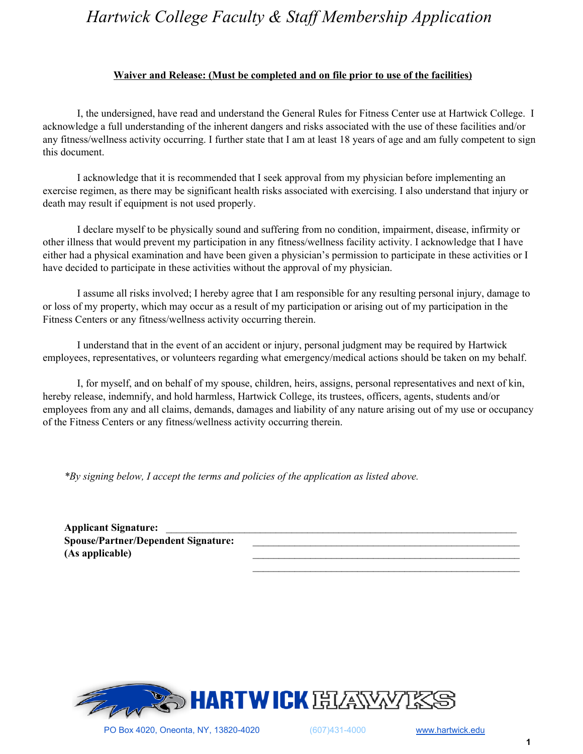# *Hartwick College Faculty & Staff Membership Application*

**Waiver and Release: (Must be completed and on file prior to use of the facilities)**

I, the undersigned, have read and understand the General Rules for Fitness Center use at Hartwick College. I acknowledge a full understanding of the inherent dangers and risks associated with the use of these facilities and/or any fitness/wellness activity occurring. I further state that I am at least 18 years of age and am fully competent to sign this document.

I acknowledge that it is recommended that I seek approval from my physician before implementing an exercise regimen, as there may be significant health risks associated with exercising. I also understand that injury or death may result if equipment is not used properly.

I declare myself to be physically sound and suffering from no condition, impairment, disease, infirmity or other illness that would prevent my participation in any fitness/wellness facility activity. I acknowledge that I have either had a physical examination and have been given a physician's permission to participate in these activities or I have decided to participate in these activities without the approval of my physician.

I assume all risks involved; I hereby agree that I am responsible for any resulting personal injury, damage to or loss of my property, which may occur as a result of my participation or arising out of my participation in the Fitness Centers or any fitness/wellness activity occurring therein.

I understand that in the event of an accident or injury, personal judgment may be required by Hartwick employees, representatives, or volunteers regarding what emergency/medical actions should be taken on my behalf.

I, for myself, and on behalf of my spouse, children, heirs, assigns, personal representatives and next of kin, hereby release, indemnify, and hold harmless, Hartwick College, its trustees, officers, agents, students and/or employees from any and all claims, demands, damages and liability of any nature arising out of my use or occupancy of the Fitness Centers or any fitness/wellness activity occurring therein.

*\*By signing below, I accept the terms and policies of the application as listed above.*

**Applicant Signature:** ______________________________________________

**Spouse/Partner/Dependent Signature:** ______________________________________________
**(As applicable)** ______________________________________________

______________________________________________

HARTWICK HAWKS

PO Box 4020, Oneonta, NY, 13820-4020 (607)431-4000 www.hartwick.edu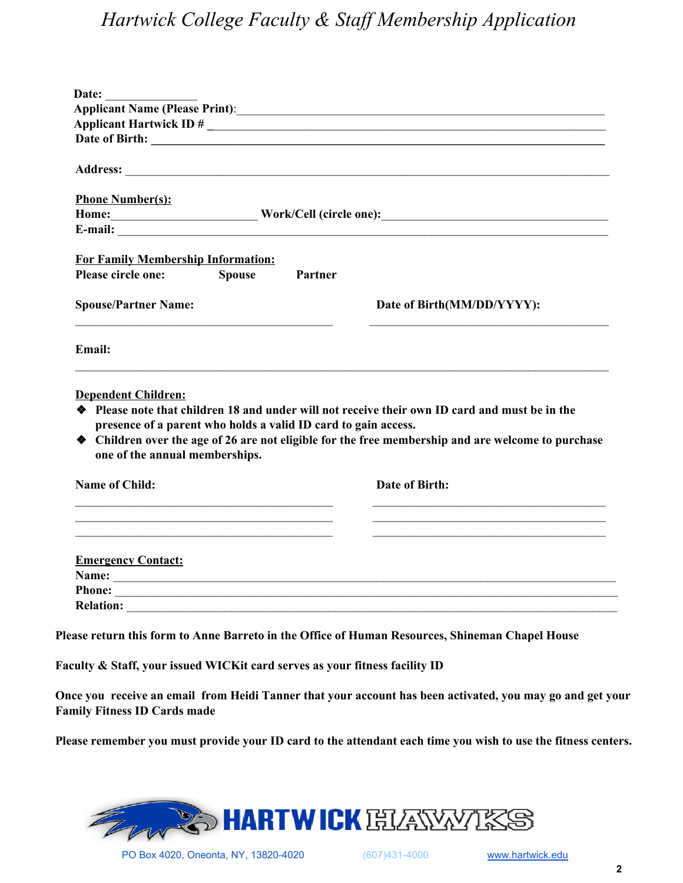# *Hartwick College Faculty & Staff Membership Application*

**Date:** _______________

**Applicant Name (Please Print)**:____________________________________________________________

**Applicant Hartwick ID #** _____________________________________________________________

**Date of Birth:** _______________________________________________________________________

**Address:** ______________________________________________________________________________

**Phone Number(s):**

**Home:**________________________ **Work/Cell (circle one):**____________________________________

**E-mail:** _______________________________________________________________________________

**For Family Membership Information:**

**Please circle one:** **Spouse** **Partner**

**Spouse/Partner Name:** ________________________________________

**Date of Birth(MM/DD/YYYY):** ________________________________________

**Email:** _______________________________________________________________________________

**Dependent Children:**

- **Please note that children 18 and under will not receive their own ID card and must be in the presence of a parent who holds a valid ID card to gain access.**
- **Children over the age of 26 are not eligible for the free membership and are welcome to purchase one of the annual memberships.**

| Name of Child: | Date of Birth: |
|---|---|
| ________________________________________ | ________________________________________ |
| ________________________________________ | ________________________________________ |
| ________________________________________ | ________________________________________ |

**Emergency Contact:**

**Name:** _______________________________________________________________________________

**Phone:** ______________________________________________________________________________

**Relation:** ____________________________________________________________________________

**Please return this form to Anne Barreto in the Office of Human Resources, Shineman Chapel House**

**Faculty & Staff, your issued WICKit card serves as your fitness facility ID**

**Once you receive an email from Heidi Tanner that your account has been activated, you may go and get your Family Fitness ID Cards made**

**Please remember you must provide your ID card to the attendant each time you wish to use the fitness centers.**

HARTWICK HAWKS

PO Box 4020, Oneonta, NY, 13820-4020 (607)431-4000 www.hartwick.edu